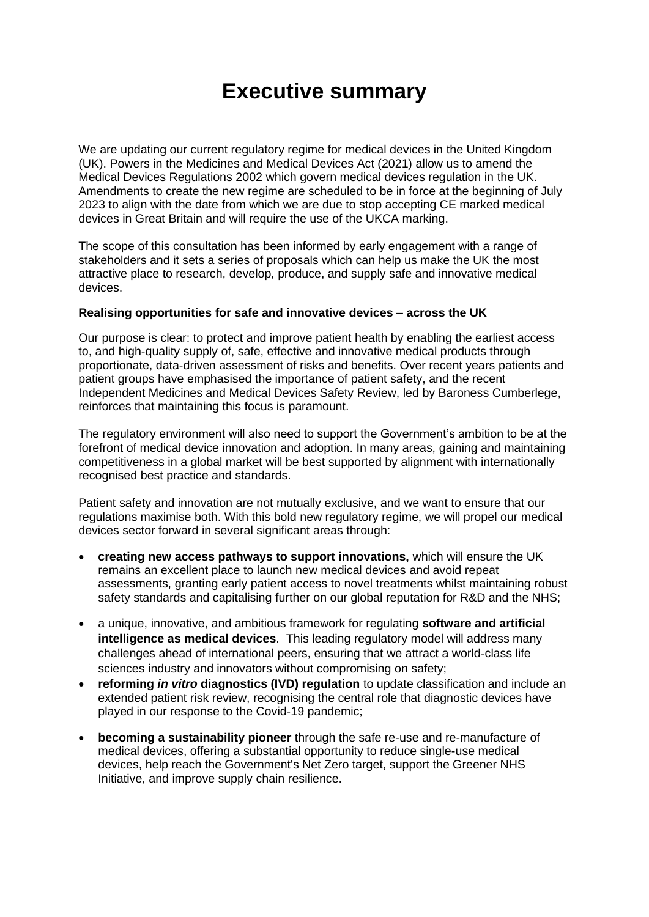# Executive summary

We are updating our current regulatory regime for medical devices in the United Kingdom (UK). Powers in the Medicines and Medical Devices Act (2021) allow us to amend the Medical Devices Regulations 2002 which govern medical devices regulation in the UK. Amendments to create the new regime are scheduled to be in force at the beginning of July 2023 to align with the date from which we are due to stop accepting CE marked medical devices in Great Britain and will require the use of the UKCA marking.

The scope of this consultation has been informed by early engagement with a range of stakeholders and it sets a series of proposals which can help us make the UK the most attractive place to research, develop, produce, and supply safe and innovative medical devices.

**Realising opportunities for safe and innovative devices – across the UK**

Our purpose is clear: to protect and improve patient health by enabling the earliest access to, and high-quality supply of, safe, effective and innovative medical products through proportionate, data-driven assessment of risks and benefits. Over recent years patients and patient groups have emphasised the importance of patient safety, and the recent Independent Medicines and Medical Devices Safety Review, led by Baroness Cumberlege, reinforces that maintaining this focus is paramount.

The regulatory environment will also need to support the Government's ambition to be at the forefront of medical device innovation and adoption. In many areas, gaining and maintaining competitiveness in a global market will be best supported by alignment with internationally recognised best practice and standards.

Patient safety and innovation are not mutually exclusive, and we want to ensure that our regulations maximise both. With this bold new regulatory regime, we will propel our medical devices sector forward in several significant areas through:

- **creating new access pathways to support innovations,** which will ensure the UK remains an excellent place to launch new medical devices and avoid repeat assessments, granting early patient access to novel treatments whilst maintaining robust safety standards and capitalising further on our global reputation for R&D and the NHS;
- a unique, innovative, and ambitious framework for regulating **software and artificial intelligence as medical devices**. This leading regulatory model will address many challenges ahead of international peers, ensuring that we attract a world-class life sciences industry and innovators without compromising on safety;
- **reforming *in vitro* diagnostics (IVD) regulation** to update classification and include an extended patient risk review, recognising the central role that diagnostic devices have played in our response to the Covid-19 pandemic;
- **becoming a sustainability pioneer** through the safe re-use and re-manufacture of medical devices, offering a substantial opportunity to reduce single-use medical devices, help reach the Government's Net Zero target, support the Greener NHS Initiative, and improve supply chain resilience.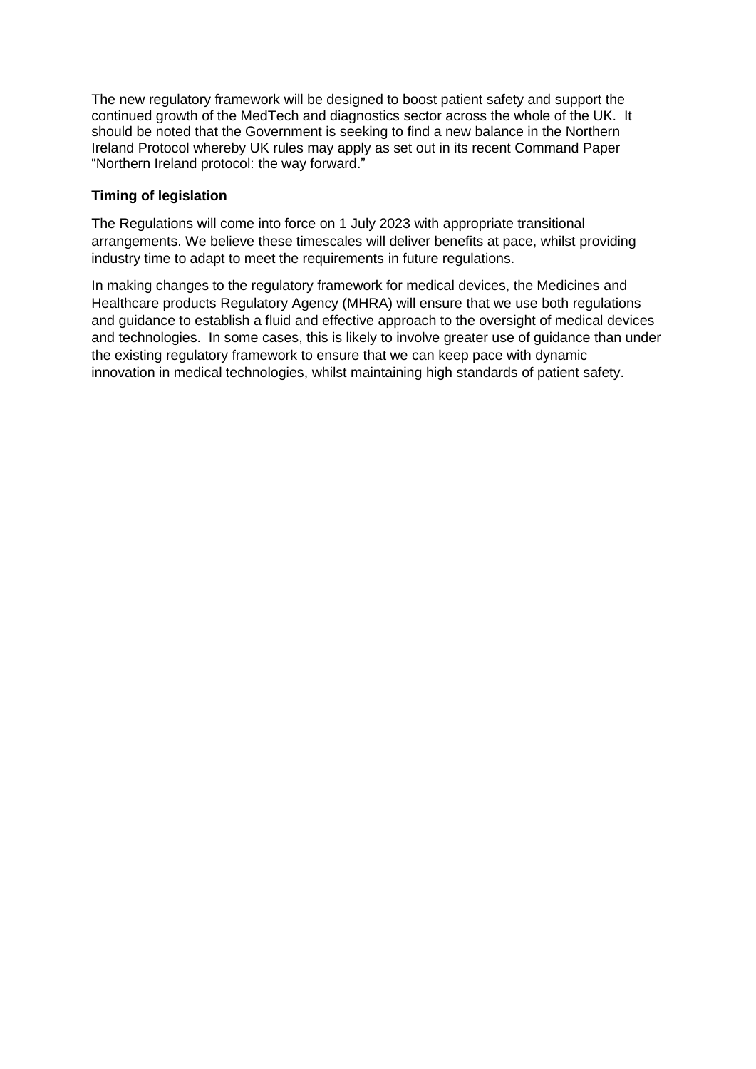The new regulatory framework will be designed to boost patient safety and support the continued growth of the MedTech and diagnostics sector across the whole of the UK. It should be noted that the Government is seeking to find a new balance in the Northern Ireland Protocol whereby UK rules may apply as set out in its recent Command Paper "Northern Ireland protocol: the way forward."

**Timing of legislation**

The Regulations will come into force on 1 July 2023 with appropriate transitional arrangements. We believe these timescales will deliver benefits at pace, whilst providing industry time to adapt to meet the requirements in future regulations.

In making changes to the regulatory framework for medical devices, the Medicines and Healthcare products Regulatory Agency (MHRA) will ensure that we use both regulations and guidance to establish a fluid and effective approach to the oversight of medical devices and technologies. In some cases, this is likely to involve greater use of guidance than under the existing regulatory framework to ensure that we can keep pace with dynamic innovation in medical technologies, whilst maintaining high standards of patient safety.